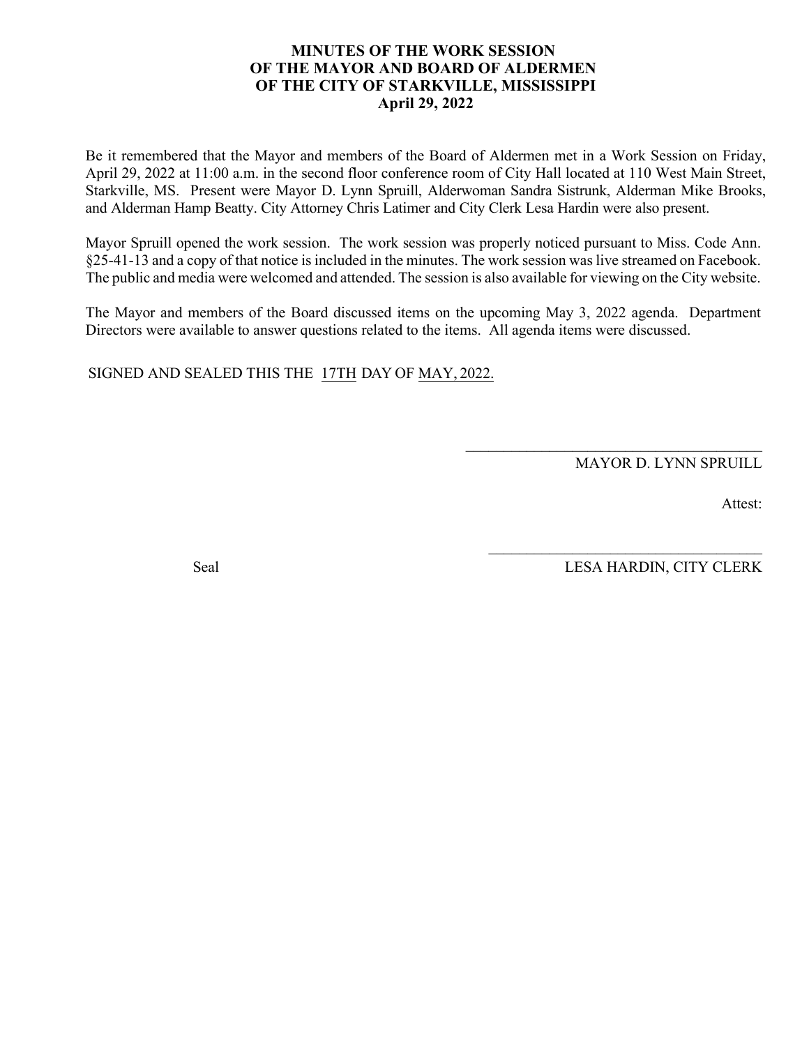# MINUTES OF THE WORK SESSION OF THE MAYOR AND BOARD OF ALDERMEN OF THE CITY OF STARKVILLE, MISSISSIPPI

**April 29, 2022**

Be it remembered that the Mayor and members of the Board of Aldermen met in a Work Session on Friday, April 29, 2022 at 11:00 a.m. in the second floor conference room of City Hall located at 110 West Main Street, Starkville, MS. Present were Mayor D. Lynn Spruill, Alderwoman Sandra Sistrunk, Alderman Mike Brooks, and Alderman Hamp Beatty. City Attorney Chris Latimer and City Clerk Lesa Hardin were also present.

Mayor Spruill opened the work session. The work session was properly noticed pursuant to Miss. Code Ann. §25-41-13 and a copy of that notice is included in the minutes. The work session was live streamed on Facebook. The public and media were welcomed and attended. The session is also available for viewing on the City website.

The Mayor and members of the Board discussed items on the upcoming May 3, 2022 agenda. Department Directors were available to answer questions related to the items. All agenda items were discussed.

SIGNED AND SEALED THIS THE 17TH DAY OF MAY, 2022.

\_\_\_\_\_\_\_\_\_\_\_\_\_\_\_\_\_\_\_\_\_\_\_\_\_\_\_\_\_\_\_\_\_\_\_\_\_\_\_\_

MAYOR D. LYNN SPRUILL

Attest:

\_\_\_\_\_\_\_\_\_\_\_\_\_\_\_\_\_\_\_\_\_\_\_\_\_\_\_\_\_\_\_\_\_\_\_\_\_\_\_\_

Seal

LESA HARDIN, CITY CLERK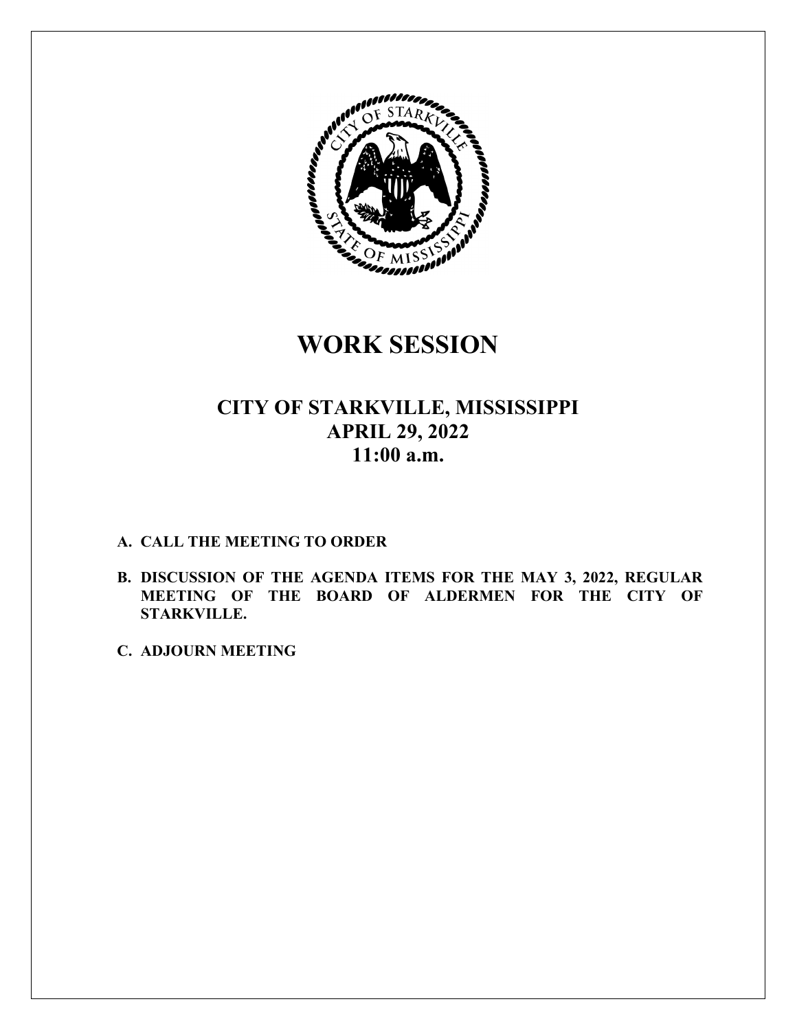# WORK SESSION

## CITY OF STARKVILLE, MISSISSIPPI
## APRIL 29, 2022
## 11:00 a.m.

**A. CALL THE MEETING TO ORDER**

**B. DISCUSSION OF THE AGENDA ITEMS FOR THE MAY 3, 2022, REGULAR MEETING OF THE BOARD OF ALDERMEN FOR THE CITY OF STARKVILLE.**

**C. ADJOURN MEETING**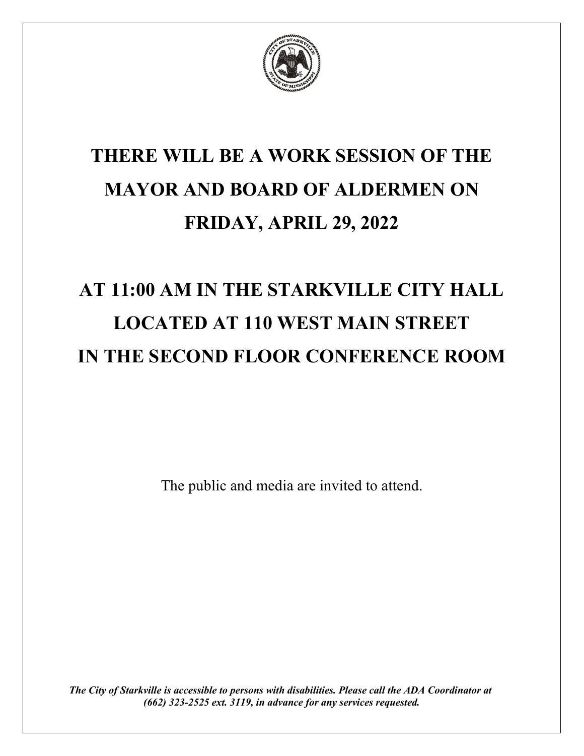**THERE WILL BE A WORK SESSION OF THE MAYOR AND BOARD OF ALDERMEN ON FRIDAY, APRIL 29, 2022**

**AT 11:00 AM IN THE STARKVILLE CITY HALL LOCATED AT 110 WEST MAIN STREET IN THE SECOND FLOOR CONFERENCE ROOM**

The public and media are invited to attend.

***The City of Starkville is accessible to persons with disabilities. Please call the ADA Coordinator at (662) 323-2525 ext. 3119, in advance for any services requested.***